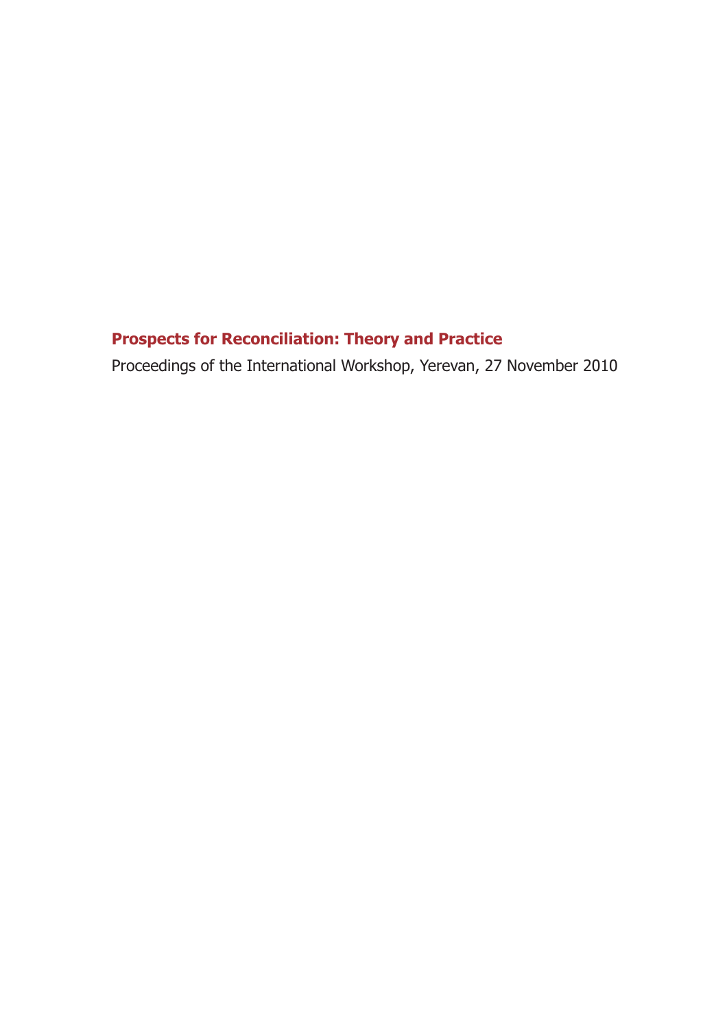# Prospects for Reconciliation: Theory and Practice

Proceedings of the International Workshop, Yerevan, 27 November 2010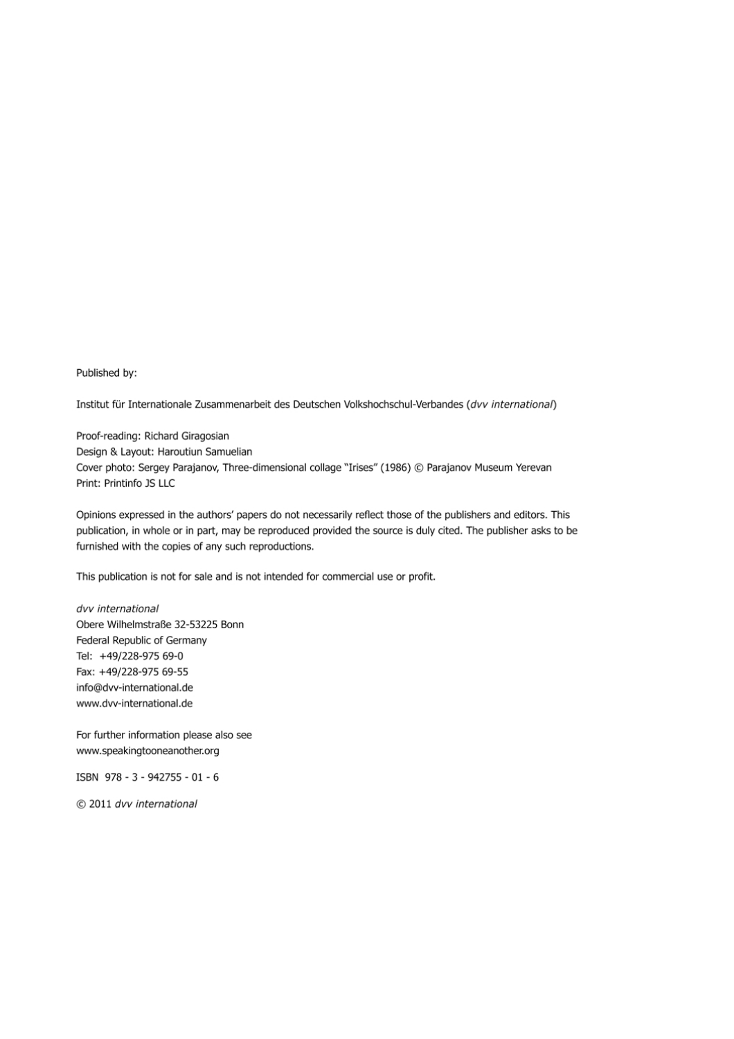Published by:

Institut für Internationale Zusammenarbeit des Deutschen Volkshochschul-Verbandes (*dvv international*)

Proof-reading: Richard Giragosian
Design & Layout: Haroutiun Samuelian
Cover photo: Sergey Parajanov, Three-dimensional collage "Irises" (1986) © Parajanov Museum Yerevan
Print: Printinfo JS LLC

Opinions expressed in the authors' papers do not necessarily reflect those of the publishers and editors. This publication, in whole or in part, may be reproduced provided the source is duly cited. The publisher asks to be furnished with the copies of any such reproductions.

This publication is not for sale and is not intended for commercial use or profit.

*dvv international*
Obere Wilhelmstraße 32-53225 Bonn
Federal Republic of Germany
Tel: +49/228-975 69-0
Fax: +49/228-975 69-55
info@dvv-international.de
www.dvv-international.de

For further information please also see
www.speakingtooneanother.org

ISBN 978 - 3 - 942755 - 01 - 6

© 2011 *dvv international*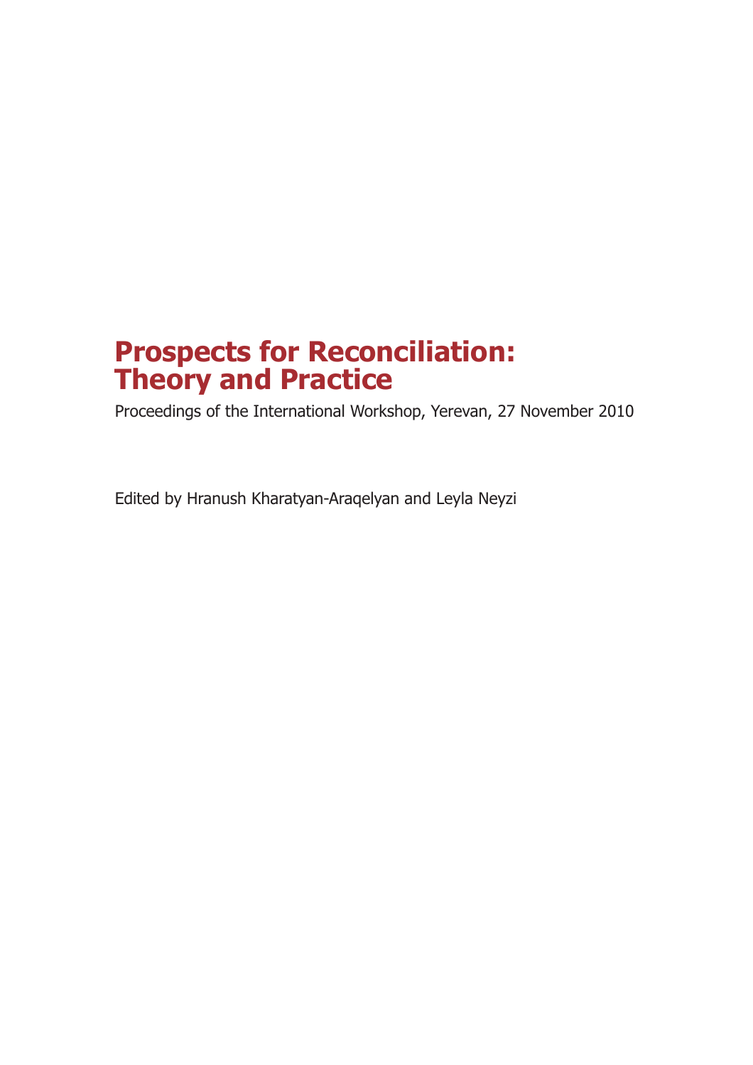# Prospects for Reconciliation: Theory and Practice

Proceedings of the International Workshop, Yerevan, 27 November 2010

Edited by Hranush Kharatyan-Araqelyan and Leyla Neyzi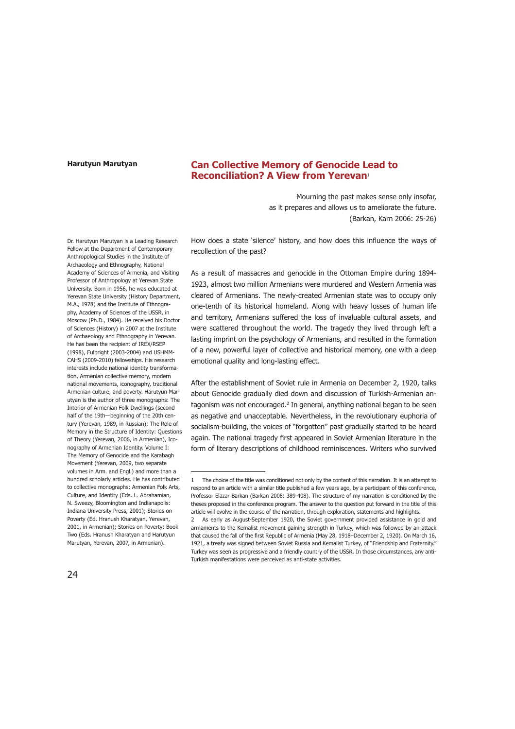**Harutyun Marutyan**

# Can Collective Memory of Genocide Lead to Reconciliation? A View from Yerevan[1]

> Mourning the past makes sense only insofar,
> as it prepares and allows us to ameliorate the future.
> (Barkan, Karn 2006: 25-26)

Dr. Harutyun Marutyan is a Leading Research Fellow at the Department of Contemporary Anthropological Studies in the Institute of Archaeology and Ethnography, National Academy of Sciences of Armenia, and Visiting Professor of Anthropology at Yerevan State University. Born in 1956, he was educated at Yerevan State University (History Department, M.A., 1978) and the Institute of Ethnography, Academy of Sciences of the USSR, in Moscow (Ph.D., 1984). He received his Doctor of Sciences (History) in 2007 at the Institute of Archaeology and Ethnography in Yerevan. He has been the recipient of IREX/RSEP (1998), Fulbright (2003-2004) and USHMM-CAHS (2009-2010) fellowships. His research interests include national identity transformation, Armenian collective memory, modern national movements, iconography, traditional Armenian culture, and poverty. Harutyun Marutyan is the author of three monographs: The Interior of Armenian Folk Dwellings (second half of the 19th—beginning of the 20th century (Yerevan, 1989, in Russian); The Role of Memory in the Structure of Identity: Questions of Theory (Yerevan, 2006, in Armenian), Iconography of Armenian Identity. Volume I: The Memory of Genocide and the Karabagh Movement (Yerevan, 2009, two separate volumes in Arm. and Engl.) and more than a hundred scholarly articles. He has contributed to collective monographs: Armenian Folk Arts, Culture, and Identity (Eds. L. Abrahamian, N. Sweezy, Bloomington and Indianapolis: Indiana University Press, 2001); Stories on Poverty (Ed. Hranush Kharatyan, Yerevan, 2001, in Armenian); Stories on Poverty: Book Two (Eds. Hranush Kharatyan and Harutyun Marutyan, Yerevan, 2007, in Armenian).

How does a state 'silence' history, and how does this influence the ways of recollection of the past?

As a result of massacres and genocide in the Ottoman Empire during 1894-1923, almost two million Armenians were murdered and Western Armenia was cleared of Armenians. The newly-created Armenian state was to occupy only one-tenth of its historical homeland. Along with heavy losses of human life and territory, Armenians suffered the loss of invaluable cultural assets, and were scattered throughout the world. The tragedy they lived through left a lasting imprint on the psychology of Armenians, and resulted in the formation of a new, powerful layer of collective and historical memory, one with a deep emotional quality and long-lasting effect.

After the establishment of Soviet rule in Armenia on December 2, 1920, talks about Genocide gradually died down and discussion of Turkish-Armenian antagonism was not encouraged.[2] In general, anything national began to be seen as negative and unacceptable. Nevertheless, in the revolutionary euphoria of socialism-building, the voices of "forgotten" past gradually started to be heard again. The national tragedy first appeared in Soviet Armenian literature in the form of literary descriptions of childhood reminiscences. Writers who survived

---

1 The choice of the title was conditioned not only by the content of this narration. It is an attempt to respond to an article with a similar title published a few years ago, by a participant of this conference, Professor Elazar Barkan (Barkan 2008: 389-408). The structure of my narration is conditioned by the theses proposed in the conference program. The answer to the question put forward in the title of this article will evolve in the course of the narration, through exploration, statements and highlights.

2 As early as August-September 1920, the Soviet government provided assistance in gold and armaments to the Kemalist movement gaining strength in Turkey, which was followed by an attack that caused the fall of the first Republic of Armenia (May 28, 1918–December 2, 1920). On March 16, 1921, a treaty was signed between Soviet Russia and Kemalist Turkey, of "Friendship and Fraternity." Turkey was seen as progressive and a friendly country of the USSR. In those circumstances, any anti-Turkish manifestations were perceived as anti-state activities.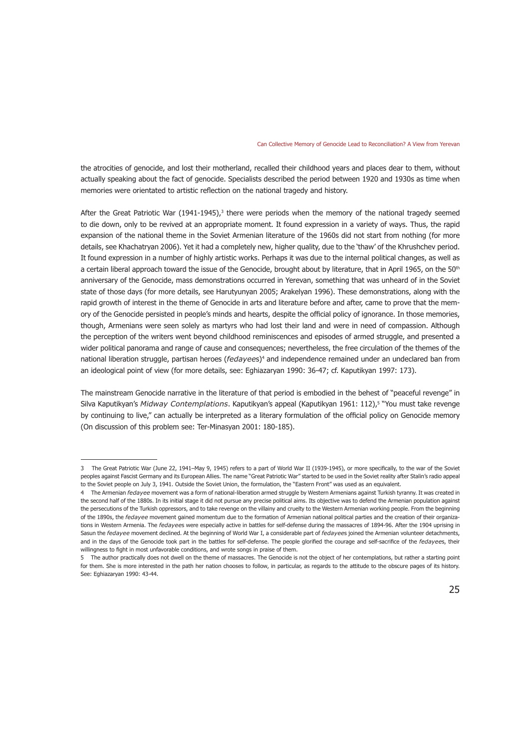the atrocities of genocide, and lost their motherland, recalled their childhood years and places dear to them, without actually speaking about the fact of genocide. Specialists described the period between 1920 and 1930s as time when memories were orientated to artistic reflection on the national tragedy and history.

After the Great Patriotic War (1941-1945),[3] there were periods when the memory of the national tragedy seemed to die down, only to be revived at an appropriate moment. It found expression in a variety of ways. Thus, the rapid expansion of the national theme in the Soviet Armenian literature of the 1960s did not start from nothing (for more details, see Khachatryan 2006). Yet it had a completely new, higher quality, due to the 'thaw' of the Khrushchev period. It found expression in a number of highly artistic works. Perhaps it was due to the internal political changes, as well as a certain liberal approach toward the issue of the Genocide, brought about by literature, that in April 1965, on the 50th anniversary of the Genocide, mass demonstrations occurred in Yerevan, something that was unheard of in the Soviet state of those days (for more details, see Harutyunyan 2005; Arakelyan 1996). These demonstrations, along with the rapid growth of interest in the theme of Genocide in arts and literature before and after, came to prove that the memory of the Genocide persisted in people's minds and hearts, despite the official policy of ignorance. In those memories, though, Armenians were seen solely as martyrs who had lost their land and were in need of compassion. Although the perception of the writers went beyond childhood reminiscences and episodes of armed struggle, and presented a wider political panorama and range of cause and consequences; nevertheless, the free circulation of the themes of the national liberation struggle, partisan heroes (*fedayees*)[4] and independence remained under an undeclared ban from an ideological point of view (for more details, see: Eghiazaryan 1990: 36-47; cf. Kaputikyan 1997: 173).

The mainstream Genocide narrative in the literature of that period is embodied in the behest of "peaceful revenge" in Silva Kaputikyan's *Midway Contemplations*. Kaputikyan's appeal (Kaputikyan 1961: 112),[5] "You must take revenge by continuing to live," can actually be interpreted as a literary formulation of the official policy on Genocide memory (On discussion of this problem see: Ter-Minasyan 2001: 180-185).

---

3 The Great Patriotic War (June 22, 1941–May 9, 1945) refers to a part of World War II (1939-1945), or more specifically, to the war of the Soviet peoples against Fascist Germany and its European Allies. The name "Great Patriotic War" started to be used in the Soviet reality after Stalin's radio appeal to the Soviet people on July 3, 1941. Outside the Soviet Union, the formulation, the "Eastern Front" was used as an equivalent.

4 The Armenian *fedayee* movement was a form of national-liberation armed struggle by Western Armenians against Turkish tyranny. It was created in the second half of the 1880s. In its initial stage it did not pursue any precise political aims. Its objective was to defend the Armenian population against the persecutions of the Turkish oppressors, and to take revenge on the villainy and cruelty to the Western Armenian working people. From the beginning of the 1890s, the *fedayee* movement gained momentum due to the formation of Armenian national political parties and the creation of their organizations in Western Armenia. The *fedayees* were especially active in battles for self-defense during the massacres of 1894-96. After the 1904 uprising in Sasun the *fedayee* movement declined. At the beginning of World War I, a considerable part of *fedayees* joined the Armenian volunteer detachments, and in the days of the Genocide took part in the battles for self-defense. The people glorified the courage and self-sacrifice of the *fedayees*, their willingness to fight in most unfavorable conditions, and wrote songs in praise of them.

5 The author practically does not dwell on the theme of massacres. The Genocide is not the object of her contemplations, but rather a starting point for them. She is more interested in the path her nation chooses to follow, in particular, as regards to the attitude to the obscure pages of its history. See: Eghiazaryan 1990: 43-44.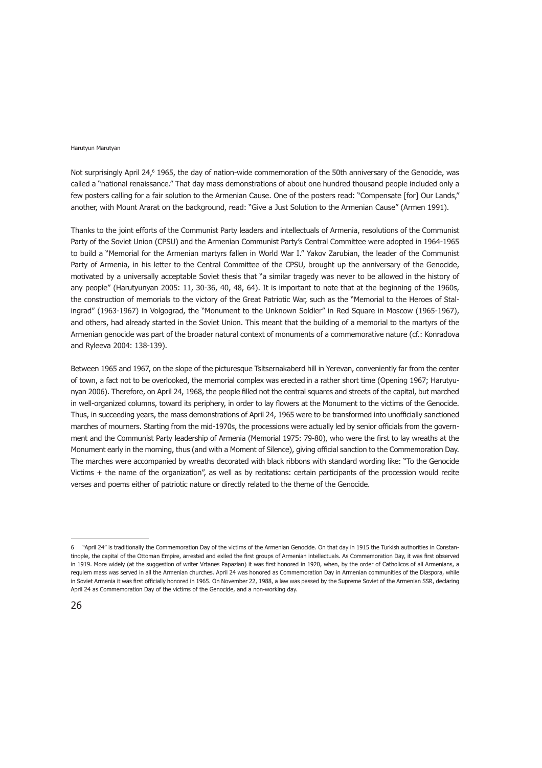Not surprisingly April 24,[6] 1965, the day of nation-wide commemoration of the 50th anniversary of the Genocide, was called a "national renaissance." That day mass demonstrations of about one hundred thousand people included only a few posters calling for a fair solution to the Armenian Cause. One of the posters read: "Compensate [for] Our Lands," another, with Mount Ararat on the background, read: "Give a Just Solution to the Armenian Cause" (Armen 1991).

Thanks to the joint efforts of the Communist Party leaders and intellectuals of Armenia, resolutions of the Communist Party of the Soviet Union (CPSU) and the Armenian Communist Party's Central Committee were adopted in 1964-1965 to build a "Memorial for the Armenian martyrs fallen in World War I." Yakov Zarubian, the leader of the Communist Party of Armenia, in his letter to the Central Committee of the CPSU, brought up the anniversary of the Genocide, motivated by a universally acceptable Soviet thesis that "a similar tragedy was never to be allowed in the history of any people" (Harutyunyan 2005: 11, 30-36, 40, 48, 64). It is important to note that at the beginning of the 1960s, the construction of memorials to the victory of the Great Patriotic War, such as the "Memorial to the Heroes of Stalingrad" (1963-1967) in Volgograd, the "Monument to the Unknown Soldier" in Red Square in Moscow (1965-1967), and others, had already started in the Soviet Union. This meant that the building of a memorial to the martyrs of the Armenian genocide was part of the broader natural context of monuments of a commemorative nature (cf.: Konradova and Ryleeva 2004: 138-139).

Between 1965 and 1967, on the slope of the picturesque Tsitsernakaberd hill in Yerevan, conveniently far from the center of town, a fact not to be overlooked, the memorial complex was erected in a rather short time (Opening 1967; Harutyunyan 2006). Therefore, on April 24, 1968, the people filled not the central squares and streets of the capital, but marched in well-organized columns, toward its periphery, in order to lay flowers at the Monument to the victims of the Genocide. Thus, in succeeding years, the mass demonstrations of April 24, 1965 were to be transformed into unofficially sanctioned marches of mourners. Starting from the mid-1970s, the processions were actually led by senior officials from the government and the Communist Party leadership of Armenia (Memorial 1975: 79-80), who were the first to lay wreaths at the Monument early in the morning, thus (and with a Moment of Silence), giving official sanction to the Commemoration Day. The marches were accompanied by wreaths decorated with black ribbons with standard wording like: "To the Genocide Victims + the name of the organization", as well as by recitations: certain participants of the procession would recite verses and poems either of patriotic nature or directly related to the theme of the Genocide.

---

[6] "April 24" is traditionally the Commemoration Day of the victims of the Armenian Genocide. On that day in 1915 the Turkish authorities in Constantinople, the capital of the Ottoman Empire, arrested and exiled the first groups of Armenian intellectuals. As Commemoration Day, it was first observed in 1919. More widely (at the suggestion of writer Vrtanes Papazian) it was first honored in 1920, when, by the order of Catholicos of all Armenians, a requiem mass was served in all the Armenian churches. April 24 was honored as Commemoration Day in Armenian communities of the Diaspora, while in Soviet Armenia it was first officially honored in 1965. On November 22, 1988, a law was passed by the Supreme Soviet of the Armenian SSR, declaring April 24 as Commemoration Day of the victims of the Genocide, and a non-working day.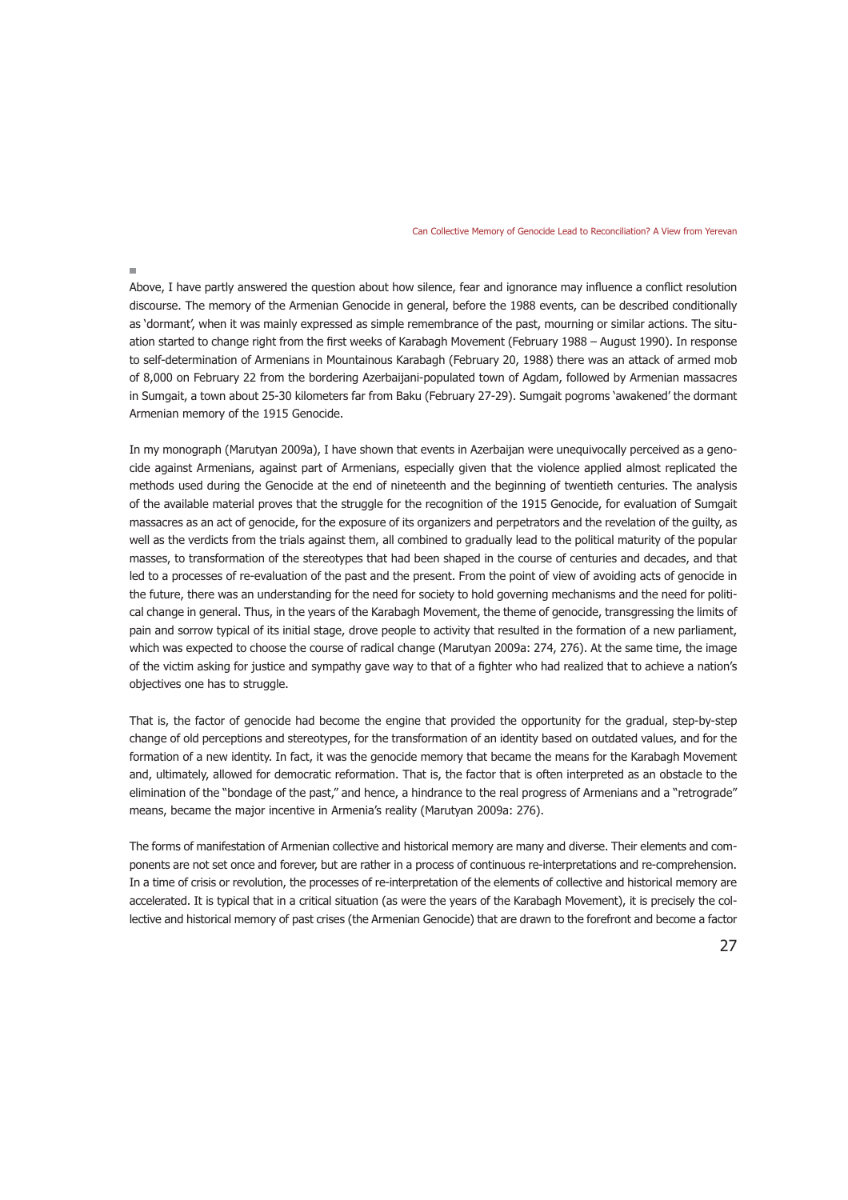Above, I have partly answered the question about how silence, fear and ignorance may influence a conflict resolution discourse. The memory of the Armenian Genocide in general, before the 1988 events, can be described conditionally as 'dormant', when it was mainly expressed as simple remembrance of the past, mourning or similar actions. The situation started to change right from the first weeks of Karabagh Movement (February 1988 – August 1990). In response to self-determination of Armenians in Mountainous Karabagh (February 20, 1988) there was an attack of armed mob of 8,000 on February 22 from the bordering Azerbaijani-populated town of Agdam, followed by Armenian massacres in Sumgait, a town about 25-30 kilometers far from Baku (February 27-29). Sumgait pogroms 'awakened' the dormant Armenian memory of the 1915 Genocide.

In my monograph (Marutyan 2009a), I have shown that events in Azerbaijan were unequivocally perceived as a genocide against Armenians, against part of Armenians, especially given that the violence applied almost replicated the methods used during the Genocide at the end of nineteenth and the beginning of twentieth centuries. The analysis of the available material proves that the struggle for the recognition of the 1915 Genocide, for evaluation of Sumgait massacres as an act of genocide, for the exposure of its organizers and perpetrators and the revelation of the guilty, as well as the verdicts from the trials against them, all combined to gradually lead to the political maturity of the popular masses, to transformation of the stereotypes that had been shaped in the course of centuries and decades, and that led to a processes of re-evaluation of the past and the present. From the point of view of avoiding acts of genocide in the future, there was an understanding for the need for society to hold governing mechanisms and the need for political change in general. Thus, in the years of the Karabagh Movement, the theme of genocide, transgressing the limits of pain and sorrow typical of its initial stage, drove people to activity that resulted in the formation of a new parliament, which was expected to choose the course of radical change (Marutyan 2009a: 274, 276). At the same time, the image of the victim asking for justice and sympathy gave way to that of a fighter who had realized that to achieve a nation's objectives one has to struggle.

That is, the factor of genocide had become the engine that provided the opportunity for the gradual, step-by-step change of old perceptions and stereotypes, for the transformation of an identity based on outdated values, and for the formation of a new identity. In fact, it was the genocide memory that became the means for the Karabagh Movement and, ultimately, allowed for democratic reformation. That is, the factor that is often interpreted as an obstacle to the elimination of the "bondage of the past," and hence, a hindrance to the real progress of Armenians and a "retrograde" means, became the major incentive in Armenia's reality (Marutyan 2009a: 276).

The forms of manifestation of Armenian collective and historical memory are many and diverse. Their elements and components are not set once and forever, but are rather in a process of continuous re-interpretations and re-comprehension. In a time of crisis or revolution, the processes of re-interpretation of the elements of collective and historical memory are accelerated. It is typical that in a critical situation (as were the years of the Karabagh Movement), it is precisely the collective and historical memory of past crises (the Armenian Genocide) that are drawn to the forefront and become a factor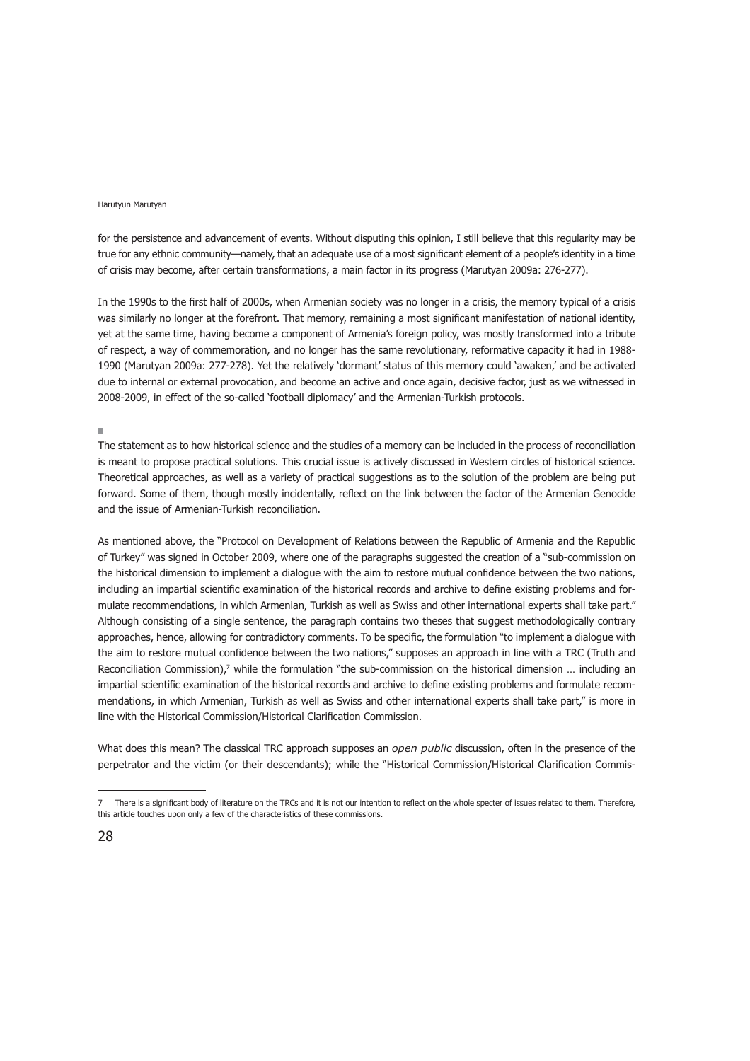for the persistence and advancement of events. Without disputing this opinion, I still believe that this regularity may be true for any ethnic community—namely, that an adequate use of a most significant element of a people's identity in a time of crisis may become, after certain transformations, a main factor in its progress (Marutyan 2009a: 276-277).

In the 1990s to the first half of 2000s, when Armenian society was no longer in a crisis, the memory typical of a crisis was similarly no longer at the forefront. That memory, remaining a most significant manifestation of national identity, yet at the same time, having become a component of Armenia's foreign policy, was mostly transformed into a tribute of respect, a way of commemoration, and no longer has the same revolutionary, reformative capacity it had in 1988-1990 (Marutyan 2009a: 277-278). Yet the relatively 'dormant' status of this memory could 'awaken,' and be activated due to internal or external provocation, and become an active and once again, decisive factor, just as we witnessed in 2008-2009, in effect of the so-called 'football diplomacy' and the Armenian-Turkish protocols.

■

The statement as to how historical science and the studies of a memory can be included in the process of reconciliation is meant to propose practical solutions. This crucial issue is actively discussed in Western circles of historical science. Theoretical approaches, as well as a variety of practical suggestions as to the solution of the problem are being put forward. Some of them, though mostly incidentally, reflect on the link between the factor of the Armenian Genocide and the issue of Armenian-Turkish reconciliation.

As mentioned above, the "Protocol on Development of Relations between the Republic of Armenia and the Republic of Turkey" was signed in October 2009, where one of the paragraphs suggested the creation of a "sub-commission on the historical dimension to implement a dialogue with the aim to restore mutual confidence between the two nations, including an impartial scientific examination of the historical records and archive to define existing problems and formulate recommendations, in which Armenian, Turkish as well as Swiss and other international experts shall take part." Although consisting of a single sentence, the paragraph contains two theses that suggest methodologically contrary approaches, hence, allowing for contradictory comments. To be specific, the formulation "to implement a dialogue with the aim to restore mutual confidence between the two nations," supposes an approach in line with a TRC (Truth and Reconciliation Commission),[7] while the formulation "the sub-commission on the historical dimension … including an impartial scientific examination of the historical records and archive to define existing problems and formulate recommendations, in which Armenian, Turkish as well as Swiss and other international experts shall take part," is more in line with the Historical Commission/Historical Clarification Commission.

What does this mean? The classical TRC approach supposes an *open public* discussion, often in the presence of the perpetrator and the victim (or their descendants); while the "Historical Commission/Historical Clarification Commis-

---

7 There is a significant body of literature on the TRCs and it is not our intention to reflect on the whole specter of issues related to them. Therefore, this article touches upon only a few of the characteristics of these commissions.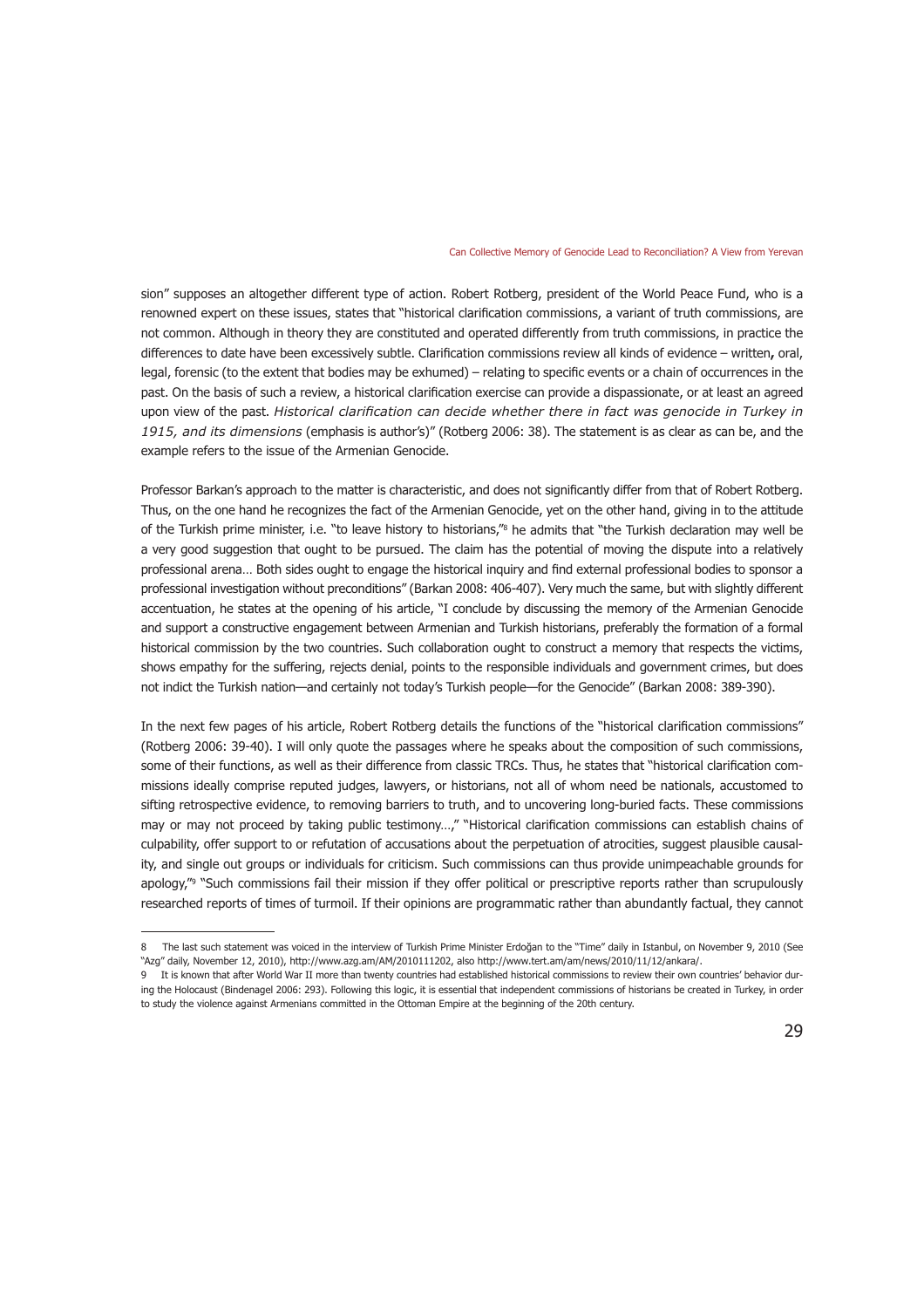sion" supposes an altogether different type of action. Robert Rotberg, president of the World Peace Fund, who is a renowned expert on these issues, states that "historical clarification commissions, a variant of truth commissions, are not common. Although in theory they are constituted and operated differently from truth commissions, in practice the differences to date have been excessively subtle. Clarification commissions review all kinds of evidence – written**,** oral, legal, forensic (to the extent that bodies may be exhumed) – relating to specific events or a chain of occurrences in the past. On the basis of such a review, a historical clarification exercise can provide a dispassionate, or at least an agreed upon view of the past. *Historical clarification can decide whether there in fact was genocide in Turkey in 1915, and its dimensions* (emphasis is author's)" (Rotberg 2006: 38). The statement is as clear as can be, and the example refers to the issue of the Armenian Genocide.

Professor Barkan's approach to the matter is characteristic, and does not significantly differ from that of Robert Rotberg. Thus, on the one hand he recognizes the fact of the Armenian Genocide, yet on the other hand, giving in to the attitude of the Turkish prime minister, i.e. "to leave history to historians,"[8] he admits that "the Turkish declaration may well be a very good suggestion that ought to be pursued. The claim has the potential of moving the dispute into a relatively professional arena… Both sides ought to engage the historical inquiry and find external professional bodies to sponsor a professional investigation without preconditions" (Barkan 2008: 406-407). Very much the same, but with slightly different accentuation, he states at the opening of his article, "I conclude by discussing the memory of the Armenian Genocide and support a constructive engagement between Armenian and Turkish historians, preferably the formation of a formal historical commission by the two countries. Such collaboration ought to construct a memory that respects the victims, shows empathy for the suffering, rejects denial, points to the responsible individuals and government crimes, but does not indict the Turkish nation—and certainly not today's Turkish people—for the Genocide" (Barkan 2008: 389-390).

In the next few pages of his article, Robert Rotberg details the functions of the "historical clarification commissions" (Rotberg 2006: 39-40). I will only quote the passages where he speaks about the composition of such commissions, some of their functions, as well as their difference from classic TRCs. Thus, he states that "historical clarification commissions ideally comprise reputed judges, lawyers, or historians, not all of whom need be nationals, accustomed to sifting retrospective evidence, to removing barriers to truth, and to uncovering long-buried facts. These commissions may or may not proceed by taking public testimony…," "Historical clarification commissions can establish chains of culpability, offer support to or refutation of accusations about the perpetuation of atrocities, suggest plausible causality, and single out groups or individuals for criticism. Such commissions can thus provide unimpeachable grounds for apology,"[9] "Such commissions fail their mission if they offer political or prescriptive reports rather than scrupulously researched reports of times of turmoil. If their opinions are programmatic rather than abundantly factual, they cannot

---

8 The last such statement was voiced in the interview of Turkish Prime Minister Erdoğan to the "Time" daily in Istanbul, on November 9, 2010 (See "Azg" daily, November 12, 2010), http://www.azg.am/AM/2010111202, also http://www.tert.am/am/news/2010/11/12/ankara/.

9 It is known that after World War II more than twenty countries had established historical commissions to review their own countries' behavior during the Holocaust (Bindenagel 2006: 293). Following this logic, it is essential that independent commissions of historians be created in Turkey, in order to study the violence against Armenians committed in the Ottoman Empire at the beginning of the 20th century.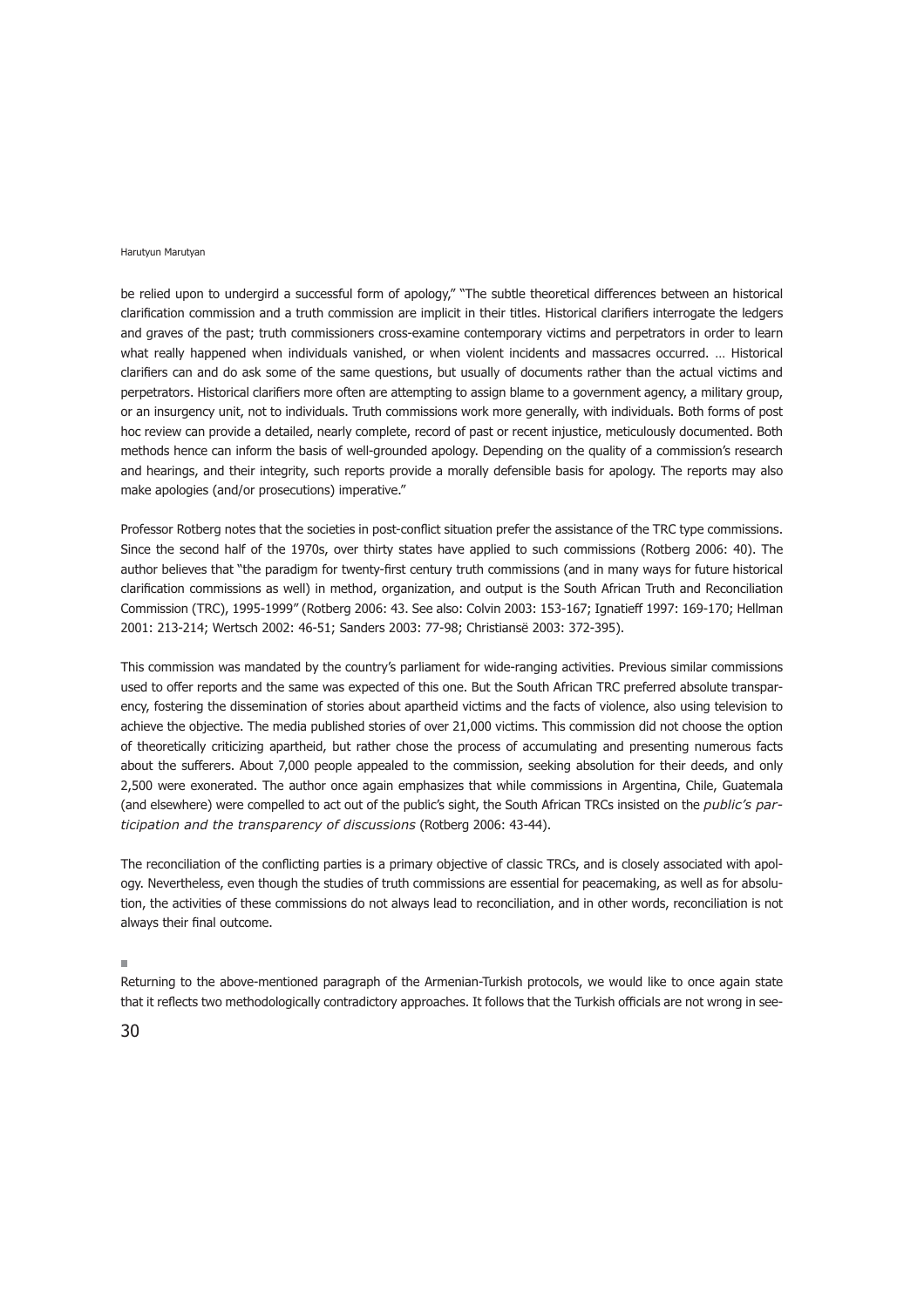be relied upon to undergird a successful form of apology," "The subtle theoretical differences between an historical clarification commission and a truth commission are implicit in their titles. Historical clarifiers interrogate the ledgers and graves of the past; truth commissioners cross-examine contemporary victims and perpetrators in order to learn what really happened when individuals vanished, or when violent incidents and massacres occurred. … Historical clarifiers can and do ask some of the same questions, but usually of documents rather than the actual victims and perpetrators. Historical clarifiers more often are attempting to assign blame to a government agency, a military group, or an insurgency unit, not to individuals. Truth commissions work more generally, with individuals. Both forms of post hoc review can provide a detailed, nearly complete, record of past or recent injustice, meticulously documented. Both methods hence can inform the basis of well-grounded apology. Depending on the quality of a commission's research and hearings, and their integrity, such reports provide a morally defensible basis for apology. The reports may also make apologies (and/or prosecutions) imperative."

Professor Rotberg notes that the societies in post-conflict situation prefer the assistance of the TRC type commissions. Since the second half of the 1970s, over thirty states have applied to such commissions (Rotberg 2006: 40). The author believes that "the paradigm for twenty-first century truth commissions (and in many ways for future historical clarification commissions as well) in method, organization, and output is the South African Truth and Reconciliation Commission (TRC), 1995-1999" (Rotberg 2006: 43. See also: Colvin 2003: 153-167; Ignatieff 1997: 169-170; Hellman 2001: 213-214; Wertsch 2002: 46-51; Sanders 2003: 77-98; Christiansë 2003: 372-395).

This commission was mandated by the country's parliament for wide-ranging activities. Previous similar commissions used to offer reports and the same was expected of this one. But the South African TRC preferred absolute transparency, fostering the dissemination of stories about apartheid victims and the facts of violence, also using television to achieve the objective. The media published stories of over 21,000 victims. This commission did not choose the option of theoretically criticizing apartheid, but rather chose the process of accumulating and presenting numerous facts about the sufferers. About 7,000 people appealed to the commission, seeking absolution for their deeds, and only 2,500 were exonerated. The author once again emphasizes that while commissions in Argentina, Chile, Guatemala (and elsewhere) were compelled to act out of the public's sight, the South African TRCs insisted on the *public's participation and the transparency of discussions* (Rotberg 2006: 43-44).

The reconciliation of the conflicting parties is a primary objective of classic TRCs, and is closely associated with apology. Nevertheless, even though the studies of truth commissions are essential for peacemaking, as well as for absolution, the activities of these commissions do not always lead to reconciliation, and in other words, reconciliation is not always their final outcome.

■

Returning to the above-mentioned paragraph of the Armenian-Turkish protocols, we would like to once again state that it reflects two methodologically contradictory approaches. It follows that the Turkish officials are not wrong in see-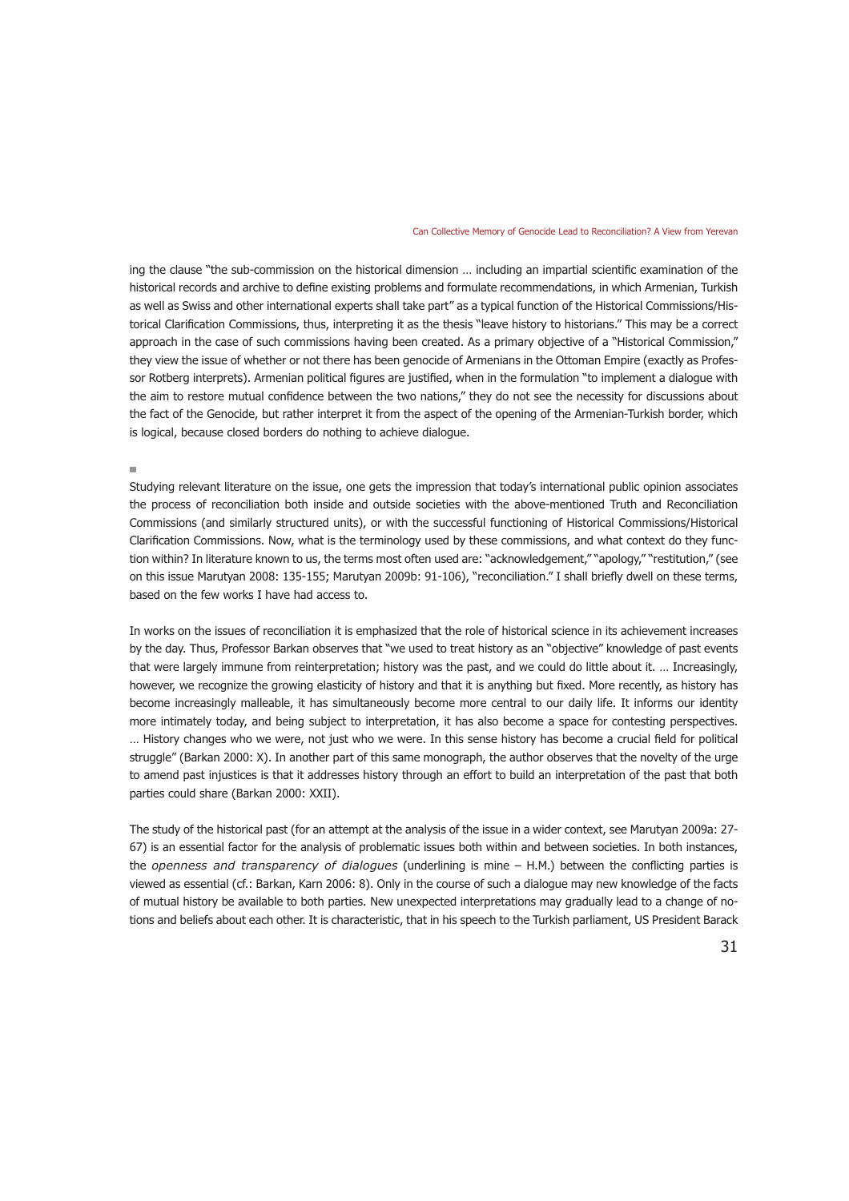ing the clause "the sub-commission on the historical dimension … including an impartial scientific examination of the historical records and archive to define existing problems and formulate recommendations, in which Armenian, Turkish as well as Swiss and other international experts shall take part" as a typical function of the Historical Commissions/Historical Clarification Commissions, thus, interpreting it as the thesis "leave history to historians." This may be a correct approach in the case of such commissions having been created. As a primary objective of a "Historical Commission," they view the issue of whether or not there has been genocide of Armenians in the Ottoman Empire (exactly as Professor Rotberg interprets). Armenian political figures are justified, when in the formulation "to implement a dialogue with the aim to restore mutual confidence between the two nations," they do not see the necessity for discussions about the fact of the Genocide, but rather interpret it from the aspect of the opening of the Armenian-Turkish border, which is logical, because closed borders do nothing to achieve dialogue.

■

Studying relevant literature on the issue, one gets the impression that today's international public opinion associates the process of reconciliation both inside and outside societies with the above-mentioned Truth and Reconciliation Commissions (and similarly structured units), or with the successful functioning of Historical Commissions/Historical Clarification Commissions. Now, what is the terminology used by these commissions, and what context do they function within? In literature known to us, the terms most often used are: "acknowledgement," "apology," "restitution," (see on this issue Marutyan 2008: 135-155; Marutyan 2009b: 91-106), "reconciliation." I shall briefly dwell on these terms, based on the few works I have had access to.

In works on the issues of reconciliation it is emphasized that the role of historical science in its achievement increases by the day. Thus, Professor Barkan observes that "we used to treat history as an "objective" knowledge of past events that were largely immune from reinterpretation; history was the past, and we could do little about it. … Increasingly, however, we recognize the growing elasticity of history and that it is anything but fixed. More recently, as history has become increasingly malleable, it has simultaneously become more central to our daily life. It informs our identity more intimately today, and being subject to interpretation, it has also become a space for contesting perspectives. … History changes who we were, not just who we were. In this sense history has become a crucial field for political struggle" (Barkan 2000: X). In another part of this same monograph, the author observes that the novelty of the urge to amend past injustices is that it addresses history through an effort to build an interpretation of the past that both parties could share (Barkan 2000: XXII).

The study of the historical past (for an attempt at the analysis of the issue in a wider context, see Marutyan 2009a: 27-67) is an essential factor for the analysis of problematic issues both within and between societies. In both instances, the *openness and transparency of dialogues* (underlining is mine – H.M.) between the conflicting parties is viewed as essential (cf.: Barkan, Karn 2006: 8). Only in the course of such a dialogue may new knowledge of the facts of mutual history be available to both parties. New unexpected interpretations may gradually lead to a change of notions and beliefs about each other. It is characteristic, that in his speech to the Turkish parliament, US President Barack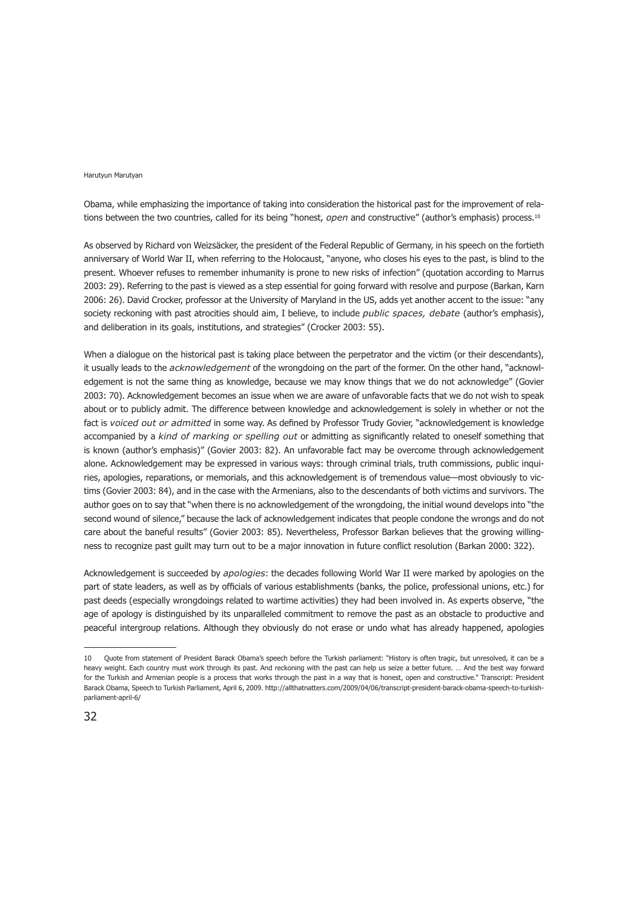Obama, while emphasizing the importance of taking into consideration the historical past for the improvement of relations between the two countries, called for its being "honest, *open* and constructive" (author's emphasis) process.[10]

As observed by Richard von Weizsäcker, the president of the Federal Republic of Germany, in his speech on the fortieth anniversary of World War II, when referring to the Holocaust, "anyone, who closes his eyes to the past, is blind to the present. Whoever refuses to remember inhumanity is prone to new risks of infection" (quotation according to Marrus 2003: 29). Referring to the past is viewed as a step essential for going forward with resolve and purpose (Barkan, Karn 2006: 26). David Crocker, professor at the University of Maryland in the US, adds yet another accent to the issue: "any society reckoning with past atrocities should aim, I believe, to include *public spaces, debate* (author's emphasis), and deliberation in its goals, institutions, and strategies" (Crocker 2003: 55).

When a dialogue on the historical past is taking place between the perpetrator and the victim (or their descendants), it usually leads to the *acknowledgement* of the wrongdoing on the part of the former. On the other hand, "acknowledgement is not the same thing as knowledge, because we may know things that we do not acknowledge" (Govier 2003: 70). Acknowledgement becomes an issue when we are aware of unfavorable facts that we do not wish to speak about or to publicly admit. The difference between knowledge and acknowledgement is solely in whether or not the fact is *voiced out or admitted* in some way. As defined by Professor Trudy Govier, "acknowledgement is knowledge accompanied by a *kind of marking or spelling out* or admitting as significantly related to oneself something that is known (author's emphasis)" (Govier 2003: 82). An unfavorable fact may be overcome through acknowledgement alone. Acknowledgement may be expressed in various ways: through criminal trials, truth commissions, public inquiries, apologies, reparations, or memorials, and this acknowledgement is of tremendous value—most obviously to victims (Govier 2003: 84), and in the case with the Armenians, also to the descendants of both victims and survivors. The author goes on to say that "when there is no acknowledgement of the wrongdoing, the initial wound develops into "the second wound of silence," because the lack of acknowledgement indicates that people condone the wrongs and do not care about the baneful results" (Govier 2003: 85). Nevertheless, Professor Barkan believes that the growing willingness to recognize past guilt may turn out to be a major innovation in future conflict resolution (Barkan 2000: 322).

Acknowledgement is succeeded by *apologies*: the decades following World War II were marked by apologies on the part of state leaders, as well as by officials of various establishments (banks, the police, professional unions, etc.) for past deeds (especially wrongdoings related to wartime activities) they had been involved in. As experts observe, "the age of apology is distinguished by its unparalleled commitment to remove the past as an obstacle to productive and peaceful intergroup relations. Although they obviously do not erase or undo what has already happened, apologies

---

10 Quote from statement of President Barack Obama's speech before the Turkish parliament: "History is often tragic, but unresolved, it can be a heavy weight. Each country must work through its past. And reckoning with the past can help us seize a better future. … And the best way forward for the Turkish and Armenian people is a process that works through the past in a way that is honest, open and constructive." Transcript: President Barack Obama, Speech to Turkish Parliament, April 6, 2009. http://allthatnatters.com/2009/04/06/transcript-president-barack-obama-speech-to-turkish-parliament-april-6/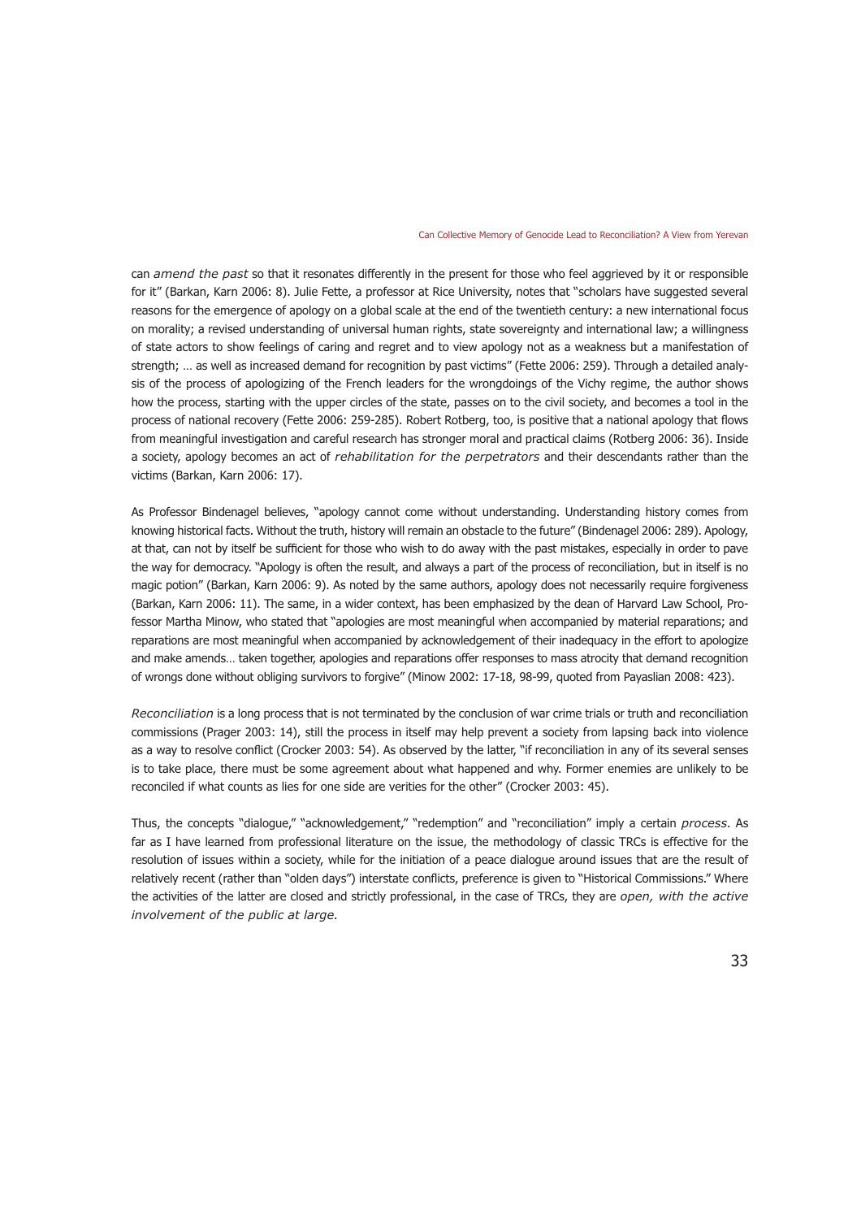can *amend the past* so that it resonates differently in the present for those who feel aggrieved by it or responsible for it" (Barkan, Karn 2006: 8). Julie Fette, a professor at Rice University, notes that "scholars have suggested several reasons for the emergence of apology on a global scale at the end of the twentieth century: a new international focus on morality; a revised understanding of universal human rights, state sovereignty and international law; a willingness of state actors to show feelings of caring and regret and to view apology not as a weakness but a manifestation of strength; … as well as increased demand for recognition by past victims" (Fette 2006: 259). Through a detailed analysis of the process of apologizing of the French leaders for the wrongdoings of the Vichy regime, the author shows how the process, starting with the upper circles of the state, passes on to the civil society, and becomes a tool in the process of national recovery (Fette 2006: 259-285). Robert Rotberg, too, is positive that a national apology that flows from meaningful investigation and careful research has stronger moral and practical claims (Rotberg 2006: 36). Inside a society, apology becomes an act of *rehabilitation for the perpetrators* and their descendants rather than the victims (Barkan, Karn 2006: 17).

As Professor Bindenagel believes, "apology cannot come without understanding. Understanding history comes from knowing historical facts. Without the truth, history will remain an obstacle to the future" (Bindenagel 2006: 289). Apology, at that, can not by itself be sufficient for those who wish to do away with the past mistakes, especially in order to pave the way for democracy. "Apology is often the result, and always a part of the process of reconciliation, but in itself is no magic potion" (Barkan, Karn 2006: 9). As noted by the same authors, apology does not necessarily require forgiveness (Barkan, Karn 2006: 11). The same, in a wider context, has been emphasized by the dean of Harvard Law School, Professor Martha Minow, who stated that "apologies are most meaningful when accompanied by material reparations; and reparations are most meaningful when accompanied by acknowledgement of their inadequacy in the effort to apologize and make amends… taken together, apologies and reparations offer responses to mass atrocity that demand recognition of wrongs done without obliging survivors to forgive" (Minow 2002: 17-18, 98-99, quoted from Payaslian 2008: 423).

*Reconciliation* is a long process that is not terminated by the conclusion of war crime trials or truth and reconciliation commissions (Prager 2003: 14), still the process in itself may help prevent a society from lapsing back into violence as a way to resolve conflict (Crocker 2003: 54). As observed by the latter, "if reconciliation in any of its several senses is to take place, there must be some agreement about what happened and why. Former enemies are unlikely to be reconciled if what counts as lies for one side are verities for the other" (Crocker 2003: 45).

Thus, the concepts "dialogue," "acknowledgement," "redemption" and "reconciliation" imply a certain *process*. As far as I have learned from professional literature on the issue, the methodology of classic TRCs is effective for the resolution of issues within a society, while for the initiation of a peace dialogue around issues that are the result of relatively recent (rather than "olden days") interstate conflicts, preference is given to "Historical Commissions." Where the activities of the latter are closed and strictly professional, in the case of TRCs, they are *open, with the active involvement of the public at large.*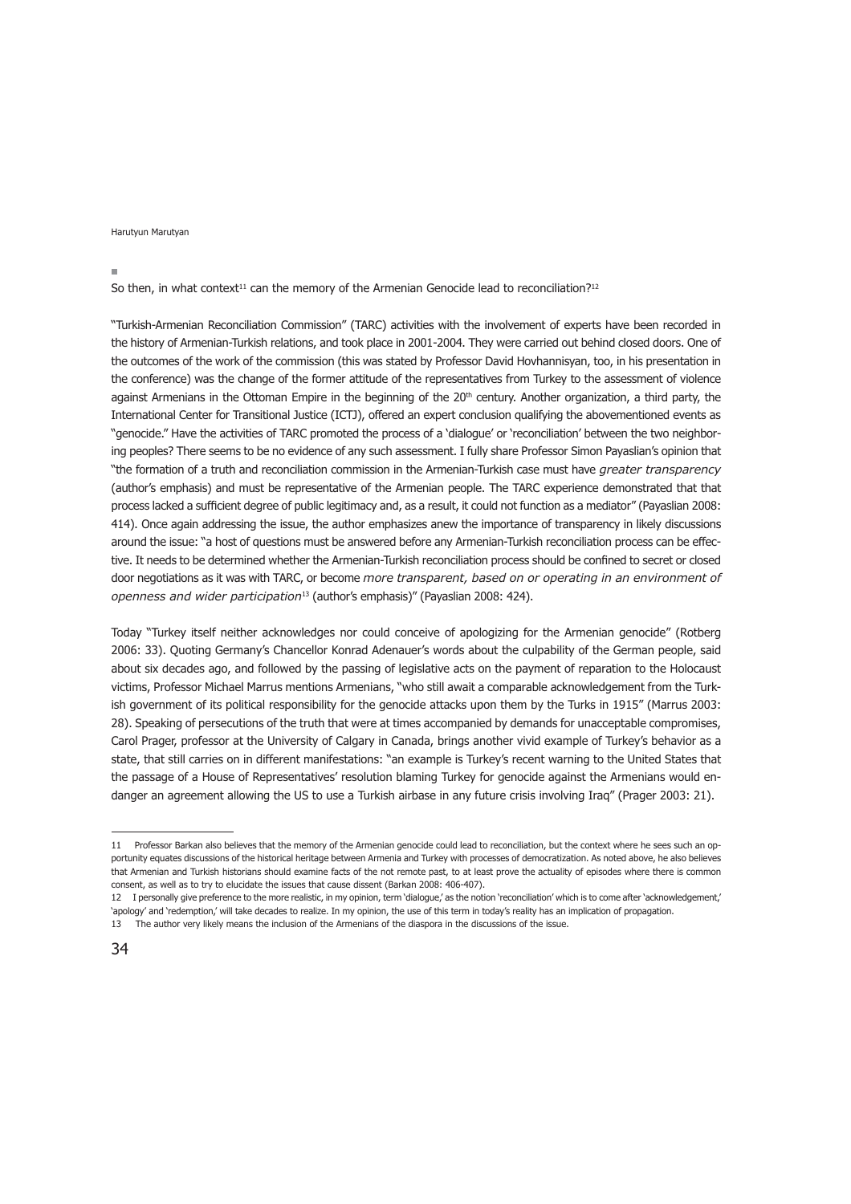So then, in what context[11] can the memory of the Armenian Genocide lead to reconciliation?[12]

"Turkish-Armenian Reconciliation Commission" (TARC) activities with the involvement of experts have been recorded in the history of Armenian-Turkish relations, and took place in 2001-2004. They were carried out behind closed doors. One of the outcomes of the work of the commission (this was stated by Professor David Hovhannisyan, too, in his presentation in the conference) was the change of the former attitude of the representatives from Turkey to the assessment of violence against Armenians in the Ottoman Empire in the beginning of the 20th century. Another organization, a third party, the International Center for Transitional Justice (ICTJ), offered an expert conclusion qualifying the abovementioned events as "genocide." Have the activities of TARC promoted the process of a 'dialogue' or 'reconciliation' between the two neighboring peoples? There seems to be no evidence of any such assessment. I fully share Professor Simon Payaslian's opinion that "the formation of a truth and reconciliation commission in the Armenian-Turkish case must have *greater transparency* (author's emphasis) and must be representative of the Armenian people. The TARC experience demonstrated that that process lacked a sufficient degree of public legitimacy and, as a result, it could not function as a mediator" (Payaslian 2008: 414). Once again addressing the issue, the author emphasizes anew the importance of transparency in likely discussions around the issue: "a host of questions must be answered before any Armenian-Turkish reconciliation process can be effective. It needs to be determined whether the Armenian-Turkish reconciliation process should be confined to secret or closed door negotiations as it was with TARC, or become *more transparent, based on or operating in an environment of openness and wider participation*[13] (author's emphasis)" (Payaslian 2008: 424).

Today "Turkey itself neither acknowledges nor could conceive of apologizing for the Armenian genocide" (Rotberg 2006: 33). Quoting Germany's Chancellor Konrad Adenauer's words about the culpability of the German people, said about six decades ago, and followed by the passing of legislative acts on the payment of reparation to the Holocaust victims, Professor Michael Marrus mentions Armenians, "who still await a comparable acknowledgement from the Turkish government of its political responsibility for the genocide attacks upon them by the Turks in 1915" (Marrus 2003: 28). Speaking of persecutions of the truth that were at times accompanied by demands for unacceptable compromises, Carol Prager, professor at the University of Calgary in Canada, brings another vivid example of Turkey's behavior as a state, that still carries on in different manifestations: "an example is Turkey's recent warning to the United States that the passage of a House of Representatives' resolution blaming Turkey for genocide against the Armenians would endanger an agreement allowing the US to use a Turkish airbase in any future crisis involving Iraq" (Prager 2003: 21).

---

11 Professor Barkan also believes that the memory of the Armenian genocide could lead to reconciliation, but the context where he sees such an opportunity equates discussions of the historical heritage between Armenia and Turkey with processes of democratization. As noted above, he also believes that Armenian and Turkish historians should examine facts of the not remote past, to at least prove the actuality of episodes where there is common consent, as well as to try to elucidate the issues that cause dissent (Barkan 2008: 406-407).

12 I personally give preference to the more realistic, in my opinion, term 'dialogue,' as the notion 'reconciliation' which is to come after 'acknowledgement,' 'apology' and 'redemption,' will take decades to realize. In my opinion, the use of this term in today's reality has an implication of propagation.

13 The author very likely means the inclusion of the Armenians of the diaspora in the discussions of the issue.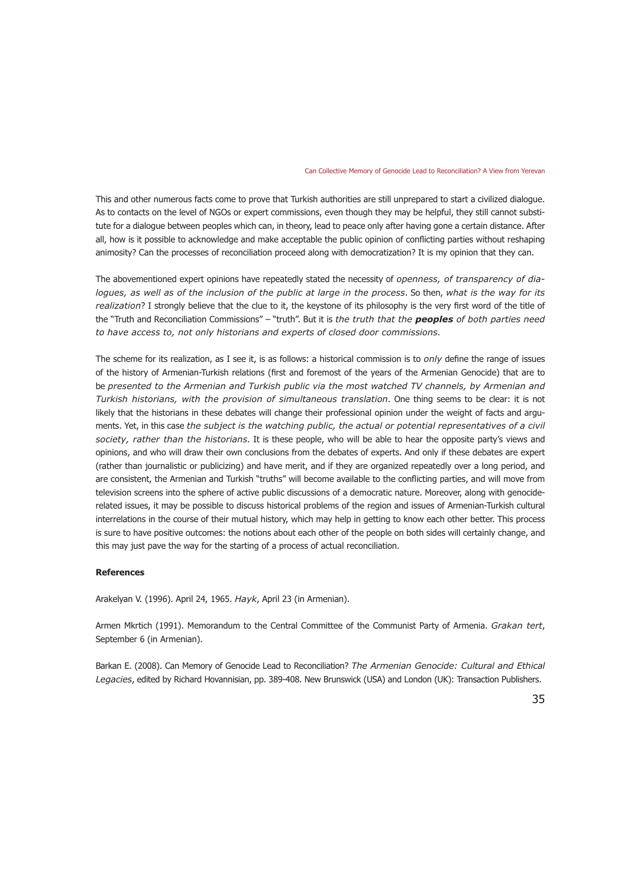This and other numerous facts come to prove that Turkish authorities are still unprepared to start a civilized dialogue. As to contacts on the level of NGOs or expert commissions, even though they may be helpful, they still cannot substitute for a dialogue between peoples which can, in theory, lead to peace only after having gone a certain distance. After all, how is it possible to acknowledge and make acceptable the public opinion of conflicting parties without reshaping animosity? Can the processes of reconciliation proceed along with democratization? It is my opinion that they can.

The abovementioned expert opinions have repeatedly stated the necessity of *openness, of transparency of dialogues, as well as of the inclusion of the public at large in the process*. So then, *what is the way for its realization*? I strongly believe that the clue to it, the keystone of its philosophy is the very first word of the title of the "Truth and Reconciliation Commissions" – "truth". But it is *the truth that the **peoples** of both parties need to have access to, not only historians and experts of closed door commissions*.

The scheme for its realization, as I see it, is as follows: a historical commission is to *only* define the range of issues of the history of Armenian-Turkish relations (first and foremost of the years of the Armenian Genocide) that are to be *presented to the Armenian and Turkish public via the most watched TV channels, by Armenian and Turkish historians, with the provision of simultaneous translation*. One thing seems to be clear: it is not likely that the historians in these debates will change their professional opinion under the weight of facts and arguments. Yet, in this case *the subject is the watching public, the actual or potential representatives of a civil society, rather than the historians*. It is these people, who will be able to hear the opposite party's views and opinions, and who will draw their own conclusions from the debates of experts. And only if these debates are expert (rather than journalistic or publicizing) and have merit, and if they are organized repeatedly over a long period, and are consistent, the Armenian and Turkish "truths" will become available to the conflicting parties, and will move from television screens into the sphere of active public discussions of a democratic nature. Moreover, along with genocide-related issues, it may be possible to discuss historical problems of the region and issues of Armenian-Turkish cultural interrelations in the course of their mutual history, which may help in getting to know each other better. This process is sure to have positive outcomes: the notions about each other of the people on both sides will certainly change, and this may just pave the way for the starting of a process of actual reconciliation.

**References**

Arakelyan V. (1996). April 24, 1965. *Hayk*, April 23 (in Armenian).

Armen Mkrtich (1991). Memorandum to the Central Committee of the Communist Party of Armenia. *Grakan tert*, September 6 (in Armenian).

Barkan E. (2008). Can Memory of Genocide Lead to Reconciliation? *The Armenian Genocide: Cultural and Ethical Legacies*, edited by Richard Hovannisian, pp. 389-408. New Brunswick (USA) and London (UK): Transaction Publishers.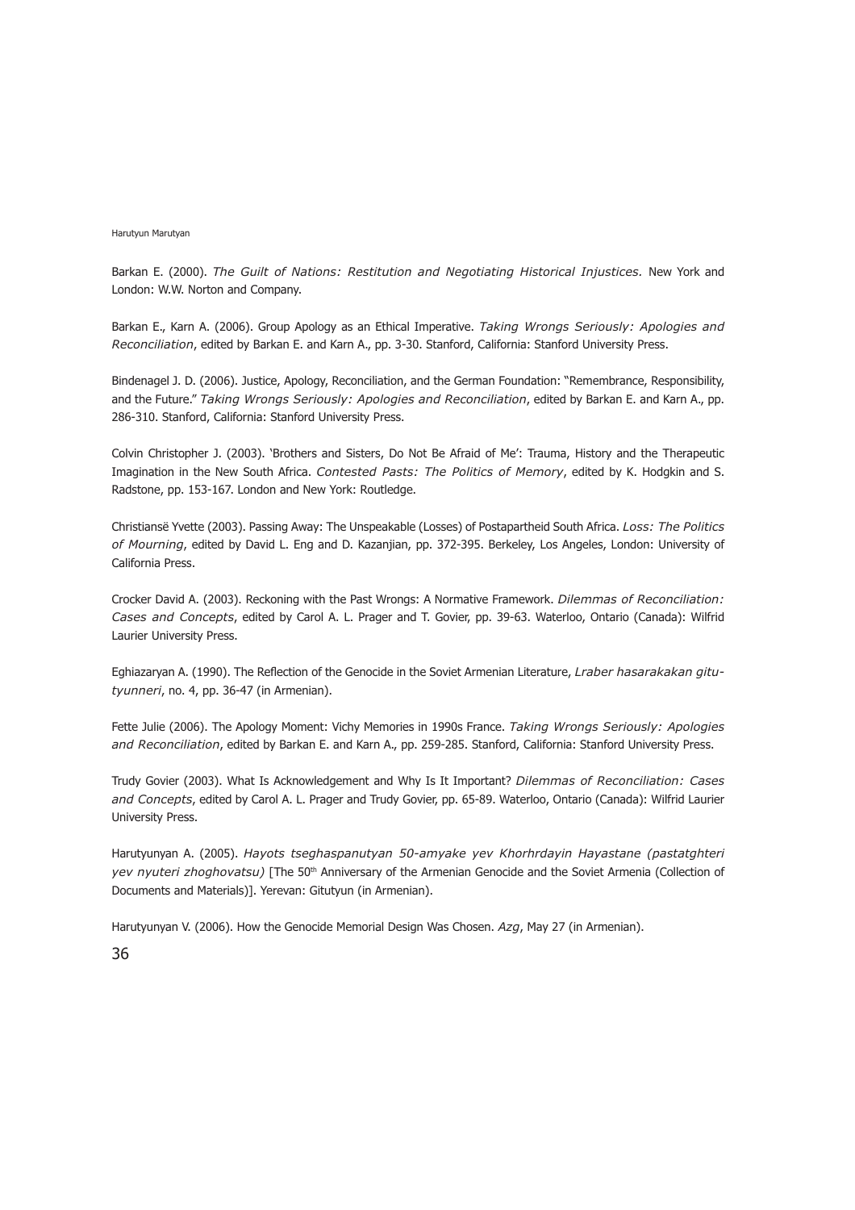Barkan E. (2000). *The Guilt of Nations: Restitution and Negotiating Historical Injustices.* New York and London: W.W. Norton and Company.

Barkan E., Karn A. (2006). Group Apology as an Ethical Imperative. *Taking Wrongs Seriously: Apologies and Reconciliation*, edited by Barkan E. and Karn A., pp. 3-30. Stanford, California: Stanford University Press.

Bindenagel J. D. (2006). Justice, Apology, Reconciliation, and the German Foundation: "Remembrance, Responsibility, and the Future." *Taking Wrongs Seriously: Apologies and Reconciliation*, edited by Barkan E. and Karn A., pp. 286-310. Stanford, California: Stanford University Press.

Colvin Christopher J. (2003). 'Brothers and Sisters, Do Not Be Afraid of Me': Trauma, History and the Therapeutic Imagination in the New South Africa. *Contested Pasts: The Politics of Memory*, edited by K. Hodgkin and S. Radstone, pp. 153-167. London and New York: Routledge.

Christiansë Yvette (2003). Passing Away: The Unspeakable (Losses) of Postapartheid South Africa. *Loss: The Politics of Mourning*, edited by David L. Eng and D. Kazanjian, pp. 372-395. Berkeley, Los Angeles, London: University of California Press.

Crocker David A. (2003). Reckoning with the Past Wrongs: A Normative Framework. *Dilemmas of Reconciliation: Cases and Concepts*, edited by Carol A. L. Prager and T. Govier, pp. 39-63. Waterloo, Ontario (Canada): Wilfrid Laurier University Press.

Eghiazaryan A. (1990). The Reflection of the Genocide in the Soviet Armenian Literature, *Lraber hasarakakan gitutyunneri*, no. 4, pp. 36-47 (in Armenian).

Fette Julie (2006). The Apology Moment: Vichy Memories in 1990s France. *Taking Wrongs Seriously: Apologies and Reconciliation*, edited by Barkan E. and Karn A., pp. 259-285. Stanford, California: Stanford University Press.

Trudy Govier (2003). What Is Acknowledgement and Why Is It Important? *Dilemmas of Reconciliation: Cases and Concepts*, edited by Carol A. L. Prager and Trudy Govier, pp. 65-89. Waterloo, Ontario (Canada): Wilfrid Laurier University Press.

Harutyunyan A. (2005). *Hayots tseghaspanutyan 50-amyake yev Khorhrdayin Hayastane (pastatghteri yev nyuteri zhoghovatsu)* [The 50th Anniversary of the Armenian Genocide and the Soviet Armenia (Collection of Documents and Materials)]. Yerevan: Gitutyun (in Armenian).

Harutyunyan V. (2006). How the Genocide Memorial Design Was Chosen. *Azg*, May 27 (in Armenian).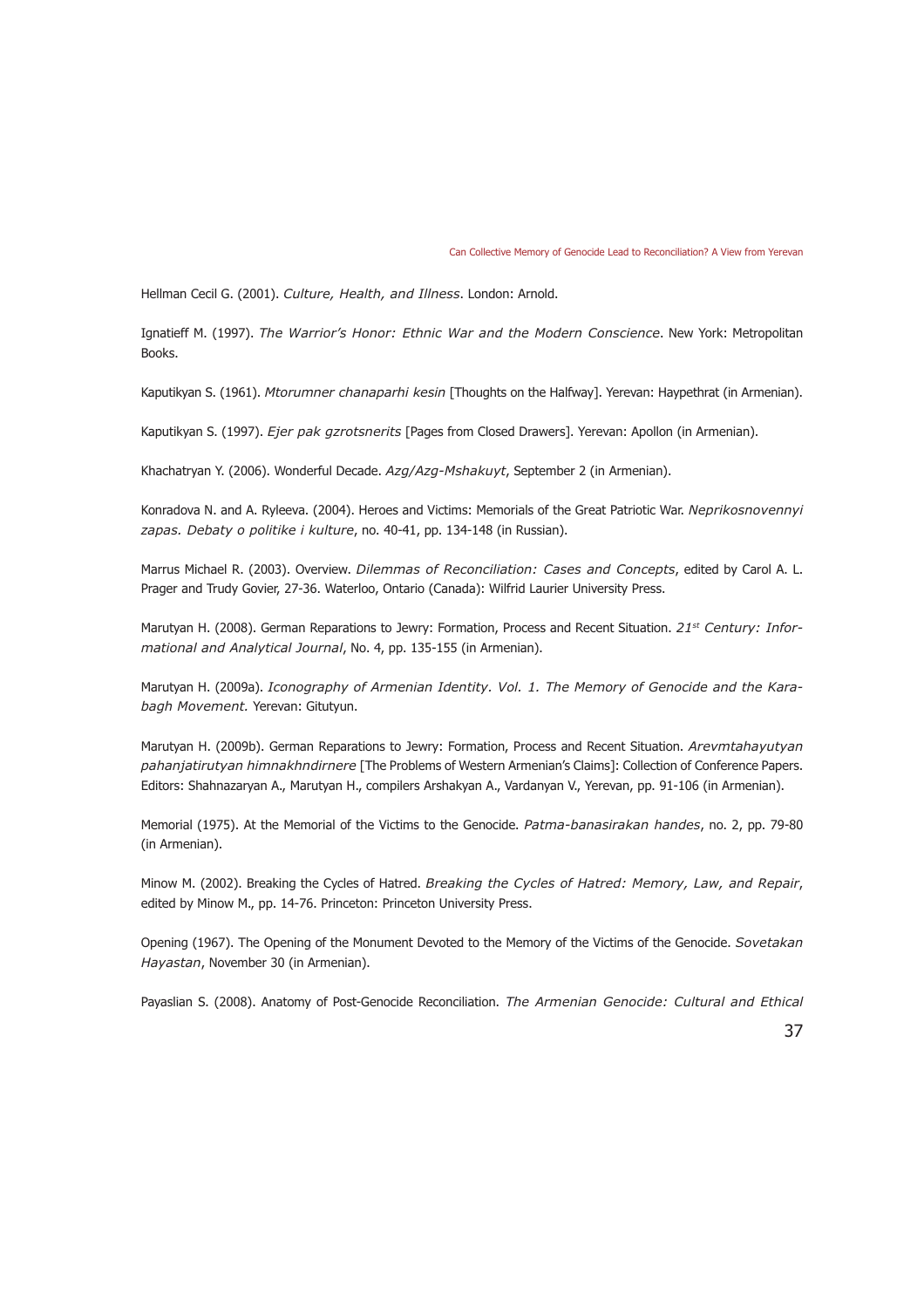Hellman Cecil G. (2001). *Culture, Health, and Illness*. London: Arnold.

Ignatieff M. (1997). *The Warrior's Honor: Ethnic War and the Modern Conscience*. New York: Metropolitan Books.

Kaputikyan S. (1961). *Mtorumner chanaparhi kesin* [Thoughts on the Halfway]. Yerevan: Haypethrat (in Armenian).

Kaputikyan S. (1997). *Ejer pak gzrotsnerits* [Pages from Closed Drawers]. Yerevan: Apollon (in Armenian).

Khachatryan Y. (2006). Wonderful Decade. *Azg/Azg-Mshakuyt*, September 2 (in Armenian).

Konradova N. and A. Ryleeva. (2004). Heroes and Victims: Memorials of the Great Patriotic War. *Neprikosnovennyi zapas. Debaty o politike i kulture*, no. 40-41, pp. 134-148 (in Russian).

Marrus Michael R. (2003). Overview. *Dilemmas of Reconciliation: Cases and Concepts*, edited by Carol A. L. Prager and Trudy Govier, 27-36. Waterloo, Ontario (Canada): Wilfrid Laurier University Press.

Marutyan H. (2008). German Reparations to Jewry: Formation, Process and Recent Situation. *21st Century: Informational and Analytical Journal*, No. 4, pp. 135-155 (in Armenian).

Marutyan H. (2009a). *Iconography of Armenian Identity. Vol. 1. The Memory of Genocide and the Karabagh Movement.* Yerevan: Gitutyun.

Marutyan H. (2009b). German Reparations to Jewry: Formation, Process and Recent Situation. *Arevmtahayutyan pahanjatirutyan himnakhndirnere* [The Problems of Western Armenian's Claims]: Collection of Conference Papers. Editors: Shahnazaryan A., Marutyan H., compilers Arshakyan A., Vardanyan V., Yerevan, pp. 91-106 (in Armenian).

Memorial (1975). At the Memorial of the Victims to the Genocide. *Patma-banasirakan handes*, no. 2, pp. 79-80 (in Armenian).

Minow M. (2002). Breaking the Cycles of Hatred. *Breaking the Cycles of Hatred: Memory, Law, and Repair*, edited by Minow M., pp. 14-76. Princeton: Princeton University Press.

Opening (1967). The Opening of the Monument Devoted to the Memory of the Victims of the Genocide. *Sovetakan Hayastan*, November 30 (in Armenian).

Payaslian S. (2008). Anatomy of Post-Genocide Reconciliation. *The Armenian Genocide: Cultural and Ethical*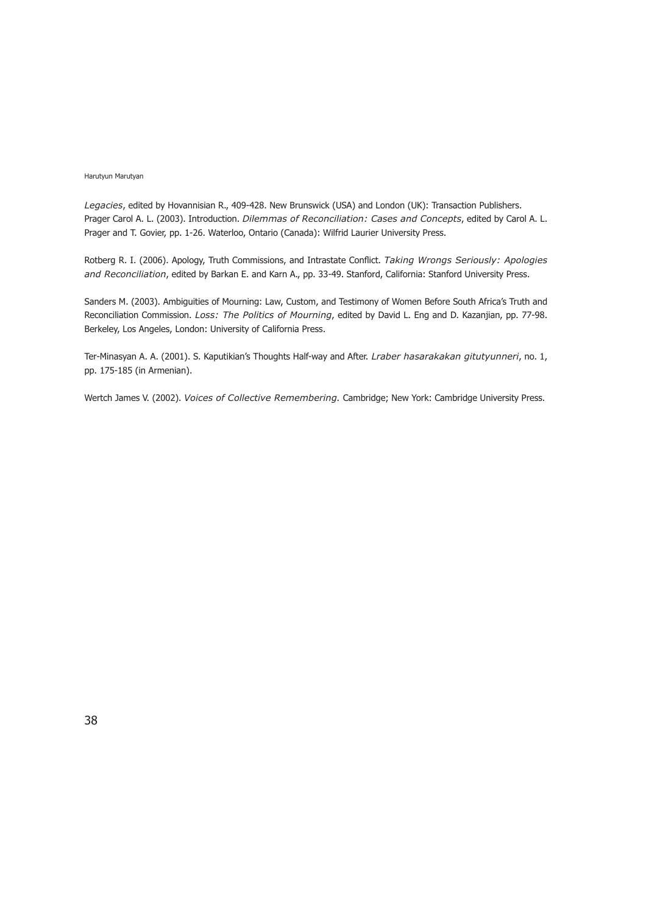*Legacies*, edited by Hovannisian R., 409-428. New Brunswick (USA) and London (UK): Transaction Publishers.
Prager Carol A. L. (2003). Introduction. *Dilemmas of Reconciliation: Cases and Concepts*, edited by Carol A. L. Prager and T. Govier, pp. 1-26. Waterloo, Ontario (Canada): Wilfrid Laurier University Press.

Rotberg R. I. (2006). Apology, Truth Commissions, and Intrastate Conflict. *Taking Wrongs Seriously: Apologies and Reconciliation*, edited by Barkan E. and Karn A., pp. 33-49. Stanford, California: Stanford University Press.

Sanders M. (2003). Ambiguities of Mourning: Law, Custom, and Testimony of Women Before South Africa's Truth and Reconciliation Commission. *Loss: The Politics of Mourning*, edited by David L. Eng and D. Kazanjian, pp. 77-98. Berkeley, Los Angeles, London: University of California Press.

Ter-Minasyan A. A. (2001). S. Kaputikian's Thoughts Half-way and After. *Lraber hasarakakan gitutyunneri*, no. 1, pp. 175-185 (in Armenian).

Wertch James V. (2002). *Voices of Collective Remembering.* Cambridge; New York: Cambridge University Press.